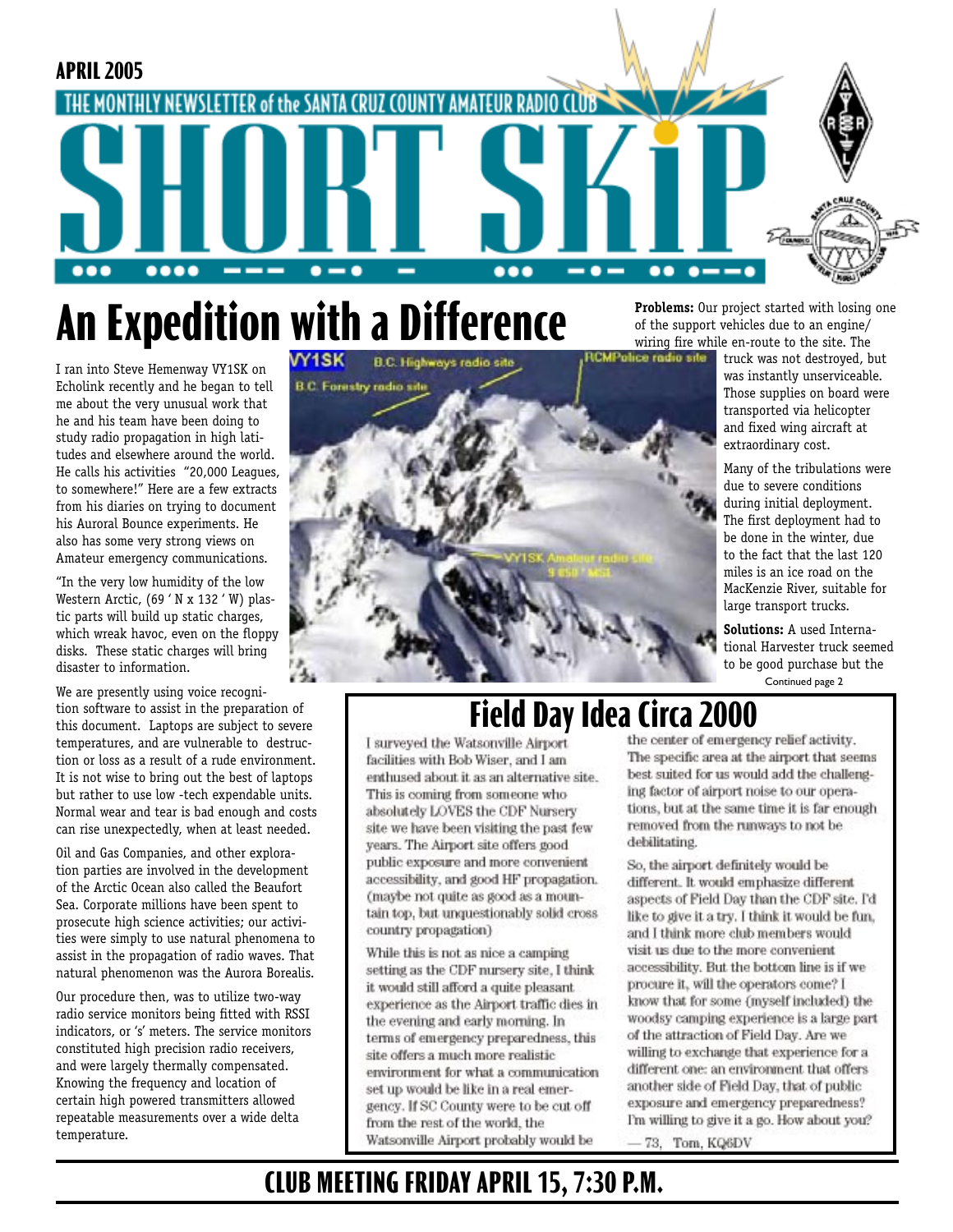APRIL 2005

THE MONTHLY NEWSLETTER of the SANTA CRUZ COUNTY AMATEUR RADIO CLUB

# SHORT SKiP

# An Expedition with a Difference

I ran into Steve Hemenway VY1SK on Echolink recently and he began to tell me about the very unusual work that he and his team have been doing to study radio propagation in high latitudes and elsewhere around the world. He calls his activities "20,000 Leagues, to somewhere!" Here are a few extracts from his diaries on trying to document his Auroral Bounce experiments. He also has some very strong views on Amateur emergency communications.

"In the very low humidity of the low Western Arctic, (69 ' N x 132 ' W) plastic parts will build up static charges, which wreak havoc, even on the floppy disks. These static charges will bring disaster to information.

We are presently using voice recognition software to assist in the preparation of this document. Laptops are subject to severe temperatures, and are vulnerable to destruction or loss as a result of a rude environment. It is not wise to bring out the best of laptops but rather to use low -tech expendable units. Normal wear and tear is bad enough and costs can rise unexpectedly, when at least needed.

Oil and Gas Companies, and other exploration parties are involved in the development of the Arctic Ocean also called the Beaufort Sea. Corporate millions have been spent to prosecute high science activities; our activities were simply to use natural phenomena to assist in the propagation of radio waves. That natural phenomenon was the Aurora Borealis.

Our procedure then, was to utilize two-way radio service monitors being fitted with RSSI indicators, or 's' meters. The service monitors constituted high precision radio receivers, and were largely thermally compensated. Knowing the frequency and location of certain high powered transmitters allowed repeatable measurements over a wide delta temperature.

**Problems:** Our project started with losing one of the support vehicles due to an engine/wiring fire while en-route to the site. The truck was not destroyed, but was instantly unserviceable. Those supplies on board were transported via helicopter and fixed wing aircraft at extraordinary cost.

Many of the tribulations were due to severe conditions during initial deployment. The first deployment had to be done in the winter, due to the fact that the last 120 miles is an ice road on the MacKenzie River, suitable for large transport trucks.

**Solutions:** A used International Harvester truck seemed to be good purchase but the

Continued page 2

# Field Day Idea Circa 2000

I surveyed the Watsonville Airport facilities with Bob Wiser, and I am enthused about it as an alternative site. This is coming from someone who absolutely LOVES the CDF Nursery site we have been visiting the past few years. The Airport site offers good public exposure and more convenient accessibility, and good HF propagation. (maybe not quite as good as a mountain top, but unquestionably solid cross country propagation)

While this is not as nice a camping setting as the CDF nursery site, I think it would still afford a quite pleasant experience as the Airport traffic dies in the evening and early morning. In terms of emergency preparedness, this site offers a much more realistic environment for what a communication set up would be like in a real emergency. If SC County were to be cut off from the rest of the world, the Watsonville Airport probably would be the center of emergency relief activity. The specific area at the airport that seems best suited for us would add the challenging factor of airport noise to our operations, but at the same time it is far enough removed from the runways to not be debilitating.

So, the airport definitely would be different. It would emphasize different aspects of Field Day than the CDF site. I'd like to give it a try. I think it would be fun, and I think more club members would visit us due to the more convenient accessibility. But the bottom line is if we procure it, will the operators come? I know that for some (myself included) the woodsy camping experience is a large part of the attraction of Field Day. Are we willing to exchange that experience for a different one: an environment that offers another side of Field Day, that of public exposure and emergency preparedness? I'm willing to give it a go. How about you?

— 73, Tom, KQ6DV

## CLUB MEETING FRIDAY APRIL 15, 7:30 P.M.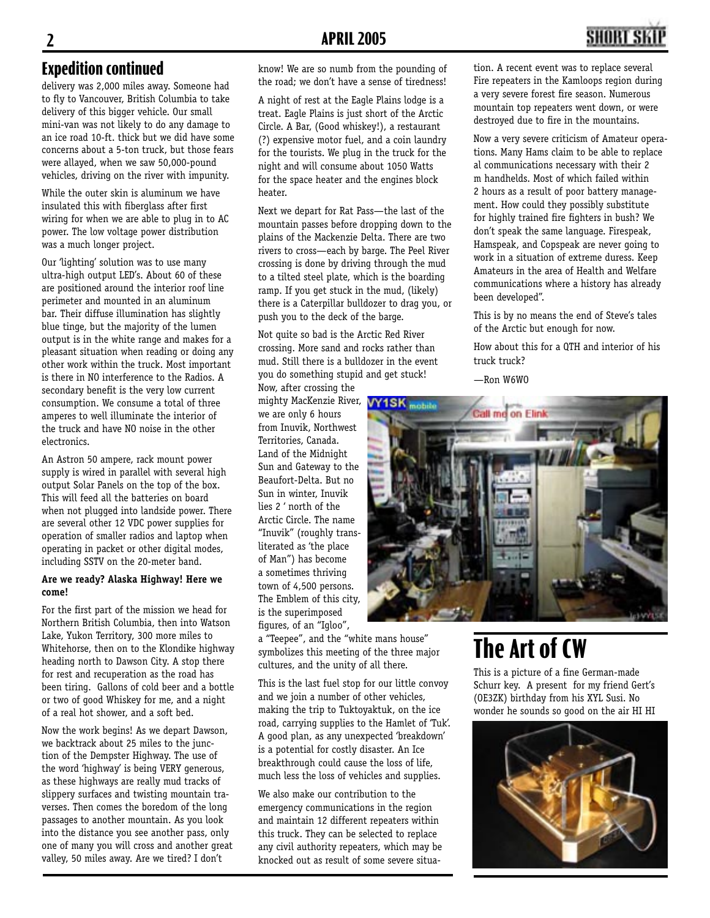## Expedition continued

delivery was 2,000 miles away. Someone had to fly to Vancouver, British Columbia to take delivery of this bigger vehicle. Our small mini-van was not likely to do any damage to an ice road 10-ft. thick but we did have some concerns about a 5-ton truck, but those fears were allayed, when we saw 50,000-pound vehicles, driving on the river with impunity.

While the outer skin is aluminum we have insulated this with fiberglass after first wiring for when we are able to plug in to AC power. The low voltage power distribution was a much longer project.

Our 'lighting' solution was to use many ultra-high output LED's. About 60 of these are positioned around the interior roof line perimeter and mounted in an aluminum bar. Their diffuse illumination has slightly blue tinge, but the majority of the lumen output is in the white range and makes for a pleasant situation when reading or doing any other work within the truck. Most important is there in NO interference to the Radios. A secondary benefit is the very low current consumption. We consume a total of three amperes to well illuminate the interior of the truck and have NO noise in the other electronics.

An Astron 50 ampere, rack mount power supply is wired in parallel with several high output Solar Panels on the top of the box. This will feed all the batteries on board when not plugged into landside power. There are several other 12 VDC power supplies for operation of smaller radios and laptop when operating in packet or other digital modes, including SSTV on the 20-meter band.

**Are we ready? Alaska Highway! Here we come!**

For the first part of the mission we head for Northern British Columbia, then into Watson Lake, Yukon Territory, 300 more miles to Whitehorse, then on to the Klondike highway heading north to Dawson City. A stop there for rest and recuperation as the road has been tiring. Gallons of cold beer and a bottle or two of good Whiskey for me, and a night of a real hot shower, and a soft bed.

Now the work begins! As we depart Dawson, we backtrack about 25 miles to the junction of the Dempster Highway. The use of the word 'highway' is being VERY generous, as these highways are really mud tracks of slippery surfaces and twisting mountain traverses. Then comes the boredom of the long passages to another mountain. As you look into the distance you see another pass, only one of many you will cross and another great valley, 50 miles away. Are we tired? I don't know! We are so numb from the pounding of the road; we don't have a sense of tiredness!

A night of rest at the Eagle Plains lodge is a treat. Eagle Plains is just short of the Arctic Circle. A Bar, (Good whiskey!), a restaurant (?) expensive motor fuel, and a coin laundry for the tourists. We plug in the truck for the night and will consume about 1050 Watts for the space heater and the engines block heater.

Next we depart for Rat Pass—the last of the mountain passes before dropping down to the plains of the Mackenzie Delta. There are two rivers to cross—each by barge. The Peel River crossing is done by driving through the mud to a tilted steel plate, which is the boarding ramp. If you get stuck in the mud, (likely) there is a Caterpillar bulldozer to drag you, or push you to the deck of the barge.

Not quite so bad is the Arctic Red River crossing. More sand and rocks rather than mud. Still there is a bulldozer in the event you do something stupid and get stuck!

Now, after crossing the mighty MacKenzie River, we are only 6 hours from Inuvik, Northwest Territories, Canada. Land of the Midnight Sun and Gateway to the Beaufort-Delta. But no Sun in winter, Inuvik lies 2 ' north of the Arctic Circle. The name "Inuvik" (roughly transliterated as 'the place of Man") has become a sometimes thriving town of 4,500 persons. The Emblem of this city, is the superimposed figures, of an "Igloo", a "Teepee", and the "white mans house" symbolizes this meeting of the three major cultures, and the unity of all there.

This is the last fuel stop for our little convoy and we join a number of other vehicles, making the trip to Tuktoyaktuk, on the ice road, carrying supplies to the Hamlet of 'Tuk'. A good plan, as any unexpected 'breakdown' is a potential for costly disaster. An Ice breakthrough could cause the loss of life, much less the loss of vehicles and supplies.

We also make our contribution to the emergency communications in the region and maintain 12 different repeaters within this truck. They can be selected to replace any civil authority repeaters, which may be knocked out as result of some severe situation. A recent event was to replace several Fire repeaters in the Kamloops region during a very severe forest fire season. Numerous mountain top repeaters went down, or were destroyed due to fire in the mountains.

Now a very severe criticism of Amateur operations. Many Hams claim to be able to replace al communications necessary with their 2 m handhelds. Most of which failed within 2 hours as a result of poor battery management. How could they possibly substitute for highly trained fire fighters in bush? We don't speak the same language. Firespeak, Hamspeak, and Copspeak are never going to work in a situation of extreme duress. Keep Amateurs in the area of Health and Welfare communications where a history has already been developed".

This is by no means the end of Steve's tales of the Arctic but enough for now.

How about this for a QTH and interior of his truck truck?

—Ron W6WO

# The Art of CW

This is a picture of a fine German-made Schurr key. A present for my friend Gert's (OE3ZK) birthday from his XYL Susi. No wonder he sounds so good on the air HI HI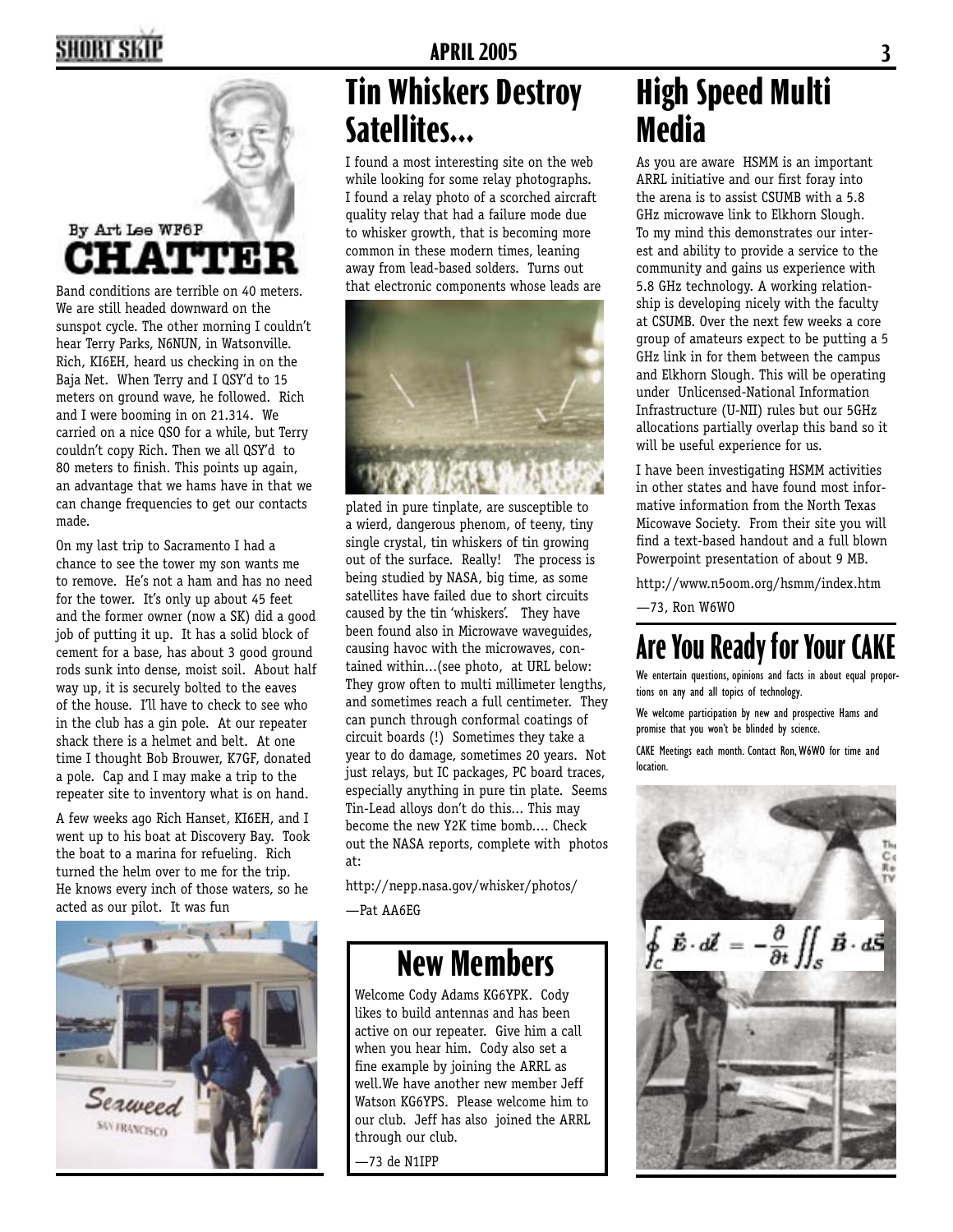## CHATTER

By Art Lee WF6P

Band conditions are terrible on 40 meters. We are still headed downward on the sunspot cycle. The other morning I couldn't hear Terry Parks, N6NUN, in Watsonville. Rich, KI6EH, heard us checking in on the Baja Net. When Terry and I QSY'd to 15 meters on ground wave, he followed. Rich and I were booming in on 21.314. We carried on a nice QSO for a while, but Terry couldn't copy Rich. Then we all QSY'd to 80 meters to finish. This points up again, an advantage that we hams have in that we can change frequencies to get our contacts made.

On my last trip to Sacramento I had a chance to see the tower my son wants me to remove. He's not a ham and has no need for the tower. It's only up about 45 feet and the former owner (now a SK) did a good job of putting it up. It has a solid block of cement for a base, has about 3 good ground rods sunk into dense, moist soil. About half way up, it is securely bolted to the eaves of the house. I'll have to check to see who in the club has a gin pole. At our repeater shack there is a helmet and belt. At one time I thought Bob Brouwer, K7GF, donated a pole. Cap and I may make a trip to the repeater site to inventory what is on hand.

A few weeks ago Rich Hanset, KI6EH, and I went up to his boat at Discovery Bay. Took the boat to a marina for refueling. Rich turned the helm over to me for the trip. He knows every inch of those waters, so he acted as our pilot. It was fun

## Tin Whiskers Destroy Satellites...

I found a most interesting site on the web while looking for some relay photographs. I found a relay photo of a scorched aircraft quality relay that had a failure mode due to whisker growth, that is becoming more common in these modern times, leaning away from lead-based solders. Turns out that electronic components whose leads are plated in pure tinplate, are susceptible to a wierd, dangerous phenom, of teeny, tiny single crystal, tin whiskers of tin growing out of the surface. Really! The process is being studied by NASA, big time, as some satellites have failed due to short circuits caused by the tin 'whiskers'. They have been found also in Microwave waveguides, causing havoc with the microwaves, contained within...(see photo, at URL below: They grow often to multi millimeter lengths, and sometimes reach a full centimeter. They can punch through conformal coatings of circuit boards (!) Sometimes they take a year to do damage, sometimes 20 years. Not just relays, but IC packages, PC board traces, especially anything in pure tin plate. Seems Tin-Lead alloys don't do this... This may become the new Y2K time bomb.... Check out the NASA reports, complete with photos at:

http://nepp.nasa.gov/whisker/photos/

—Pat AA6EG

## New Members

Welcome Cody Adams KG6YPK. Cody likes to build antennas and has been active on our repeater. Give him a call when you hear him. Cody also set a fine example by joining the ARRL as well.We have another new member Jeff Watson KG6YPS. Please welcome him to our club. Jeff has also joined the ARRL through our club.

—73 de N1IPP

## High Speed Multi Media

As you are aware HSMM is an important ARRL initiative and our first foray into the arena is to assist CSUMB with a 5.8 GHz microwave link to Elkhorn Slough. To my mind this demonstrates our interest and ability to provide a service to the community and gains us experience with 5.8 GHz technology. A working relationship is developing nicely with the faculty at CSUMB. Over the next few weeks a core group of amateurs expect to be putting a 5 GHz link in for them between the campus and Elkhorn Slough. This will be operating under Unlicensed-National Information Infrastructure (U-NII) rules but our 5GHz allocations partially overlap this band so it will be useful experience for us.

I have been investigating HSMM activities in other states and have found most informative information from the North Texas Micowave Society. From their site you will find a text-based handout and a full blown Powerpoint presentation of about 9 MB.

http://www.n5oom.org/hsmm/index.htm

—73, Ron W6WO

## Are You Ready for Your CAKE

We entertain questions, opinions and facts in about equal proportions on any and all topics of technology.

We welcome participation by new and prospective Hams and promise that you won't be blinded by science.

CAKE Meetings each month. Contact Ron, W6WO for time and location.

$$\oint_C \vec{E} \cdot d\vec{l} = -\frac{\partial}{\partial t} \iint_S \vec{B} \cdot d\vec{S}$$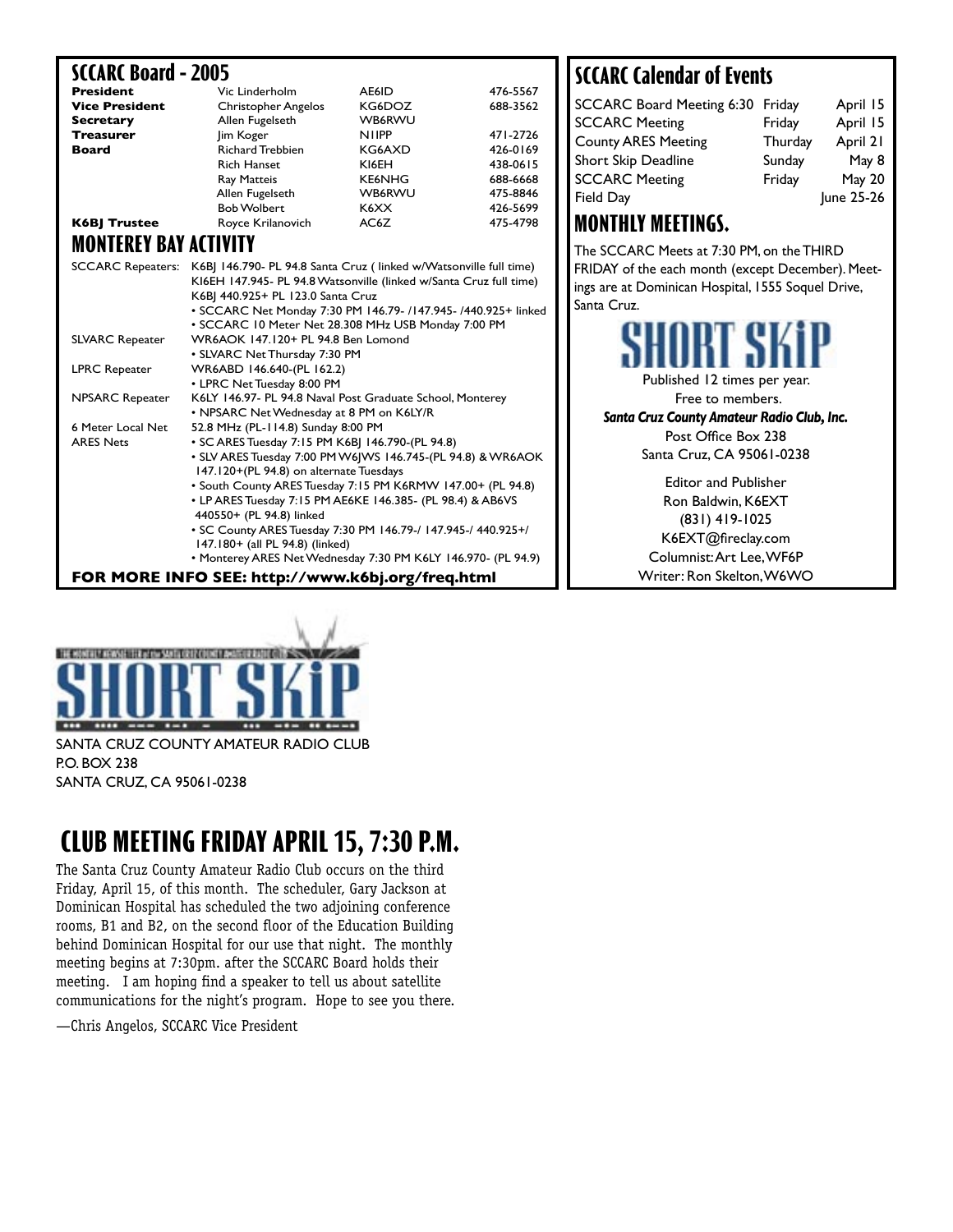## SCCARC Board - 2005

| | | | |
|---|---|---|---|
| **President** | Vic Linderholm | AE6ID | 476-5567 |
| **Vice President** | Christopher Angelos | KG6DOZ | 688-3562 |
| **Secretary** | Allen Fugelseth | WB6RWU | |
| **Treasurer** | Jim Koger | N1IPP | 471-2726 |
| **Board** | Richard Trebbien | KG6AXD | 426-0169 |
| | Rich Hanset | KI6EH | 438-0615 |
| | Ray Matteis | KE6NHG | 688-6668 |
| | Allen Fugelseth | WB6RWU | 475-8846 |
| | Bob Wolbert | K6XX | 426-5699 |
| **K6BJ Trustee** | Royce Krilanovich | AC6Z | 475-4798 |

## MONTEREY BAY ACTIVITY

| | |
|---|---|
| SCCARC Repeaters: | K6BJ 146.790- PL 94.8 Santa Cruz ( linked w/Watsonville full time)<br>KI6EH 147.945- PL 94.8 Watsonville (linked w/Santa Cruz full time)<br>K6BJ 440.925+ PL 123.0 Santa Cruz<br>• SCCARC Net Monday 7:30 PM 146.79- /147.945- /440.925+ linked<br>• SCCARC 10 Meter Net 28.308 MHz USB Monday 7:00 PM |
| SLVARC Repeater | WR6AOK 147.120+ PL 94.8 Ben Lomond<br>• SLVARC Net Thursday 7:30 PM |
| LPRC Repeater | WR6ABD 146.640-(PL 162.2)<br>• LPRC Net Tuesday 8:00 PM |
| NPSARC Repeater | K6LY 146.97- PL 94.8 Naval Post Graduate School, Monterey<br>• NPSARC Net Wednesday at 8 PM on K6LY/R |
| 6 Meter Local Net | 52.8 MHz (PL-114.8) Sunday 8:00 PM |
| ARES Nets | • SC ARES Tuesday 7:15 PM K6BJ 146.790-(PL 94.8)<br>• SLV ARES Tuesday 7:00 PM W6JWS 146.745-(PL 94.8) & WR6AOK 147.120+(PL 94.8) on alternate Tuesdays<br>• South County ARES Tuesday 7:15 PM K6RMW 147.00+ (PL 94.8)<br>• LP ARES Tuesday 7:15 PM AE6KE 146.385- (PL 98.4) & AB6VS 440550+ (PL 94.8) linked<br>• SC County ARES Tuesday 7:30 PM 146.79-/ 147.945-/ 440.925+/ 147.180+ (all PL 94.8) (linked)<br>• Monterey ARES Net Wednesday 7:30 PM K6LY 146.970- (PL 94.9) |

**FOR MORE INFO SEE: http://www.k6bj.org/freq.html**

## SCCARC Calendar of Events

| | | |
|---|---|---|
| SCCARC Board Meeting 6:30 | Friday | April 15 |
| SCCARC Meeting | Friday | April 15 |
| County ARES Meeting | Thurday | April 21 |
| Short Skip Deadline | Sunday | May 8 |
| SCCARC Meeting | Friday | May 20 |
| Field Day | | June 25-26 |

## MONTHLY MEETINGS.

The SCCARC Meets at 7:30 PM, on the THIRD FRIDAY of the each month (except December). Meetings are at Dominican Hospital, 1555 Soquel Drive, Santa Cruz.

SHORT SKiP

Published 12 times per year.
Free to members.
***Santa Cruz County Amateur Radio Club, Inc.***
Post Office Box 238
Santa Cruz, CA 95061-0238

Editor and Publisher
Ron Baldwin, K6EXT
(831) 419-1025
K6EXT@fireclay.com
Columnist: Art Lee, WF6P
Writer: Ron Skelton, W6WO

THE MONTHLY NEWSLETTER of the SANTA CRUZ COUNTY AMATEUR RADIO CLUB
SHORT SKiP

SANTA CRUZ COUNTY AMATEUR RADIO CLUB
P.O. BOX 238
SANTA CRUZ, CA 95061-0238

## CLUB MEETING FRIDAY APRIL 15, 7:30 P.M.

The Santa Cruz County Amateur Radio Club occurs on the third Friday, April 15, of this month. The scheduler, Gary Jackson at Dominican Hospital has scheduled the two adjoining conference rooms, B1 and B2, on the second floor of the Education Building behind Dominican Hospital for our use that night. The monthly meeting begins at 7:30pm. after the SCCARC Board holds their meeting. I am hoping find a speaker to tell us about satellite communications for the night's program. Hope to see you there.

—Chris Angelos, SCCARC Vice President